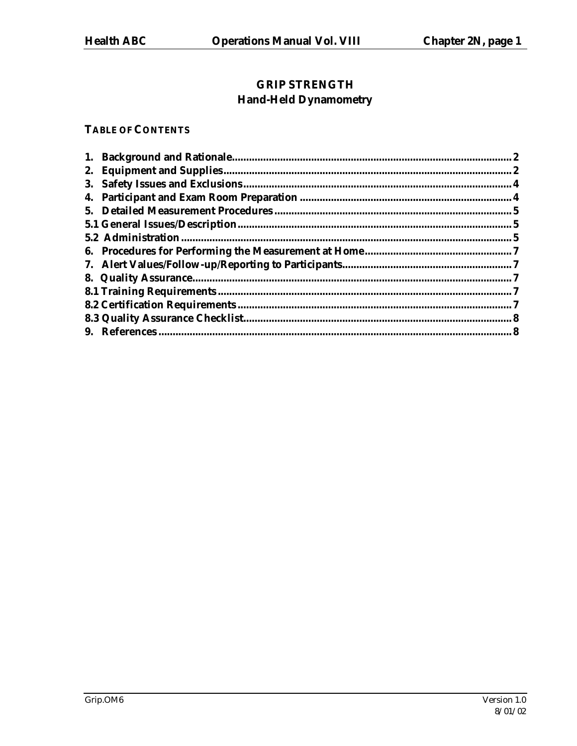# GRIP STRENGTH
## Hand-Held Dynamometry

**TABLE OF CONTENTS**

**1. Background and Rationale.................................................................................................2**
**2. Equipment and Supplies....................................................................................................2**
**3. Safety Issues and Exclusions.............................................................................................4**
**4. Participant and Exam Room Preparation .........................................................................4**
**5. Detailed Measurement Procedures..................................................................................5**
**5.1 General Issues/Description...............................................................................................5**
**5.2 Administration ..................................................................................................................5**
**6. Procedures for Performing the Measurement at Home..................................................7**
**7. Alert Values/Follow-up/Reporting to Participants..........................................................7**
**8. Quality Assurance..............................................................................................................7**
**8.1 Training Requirements.....................................................................................................7**
**8.2 Certification Requirements...............................................................................................7**
**8.3 Quality Assurance Checklist.............................................................................................8**
**9. References..........................................................................................................................8**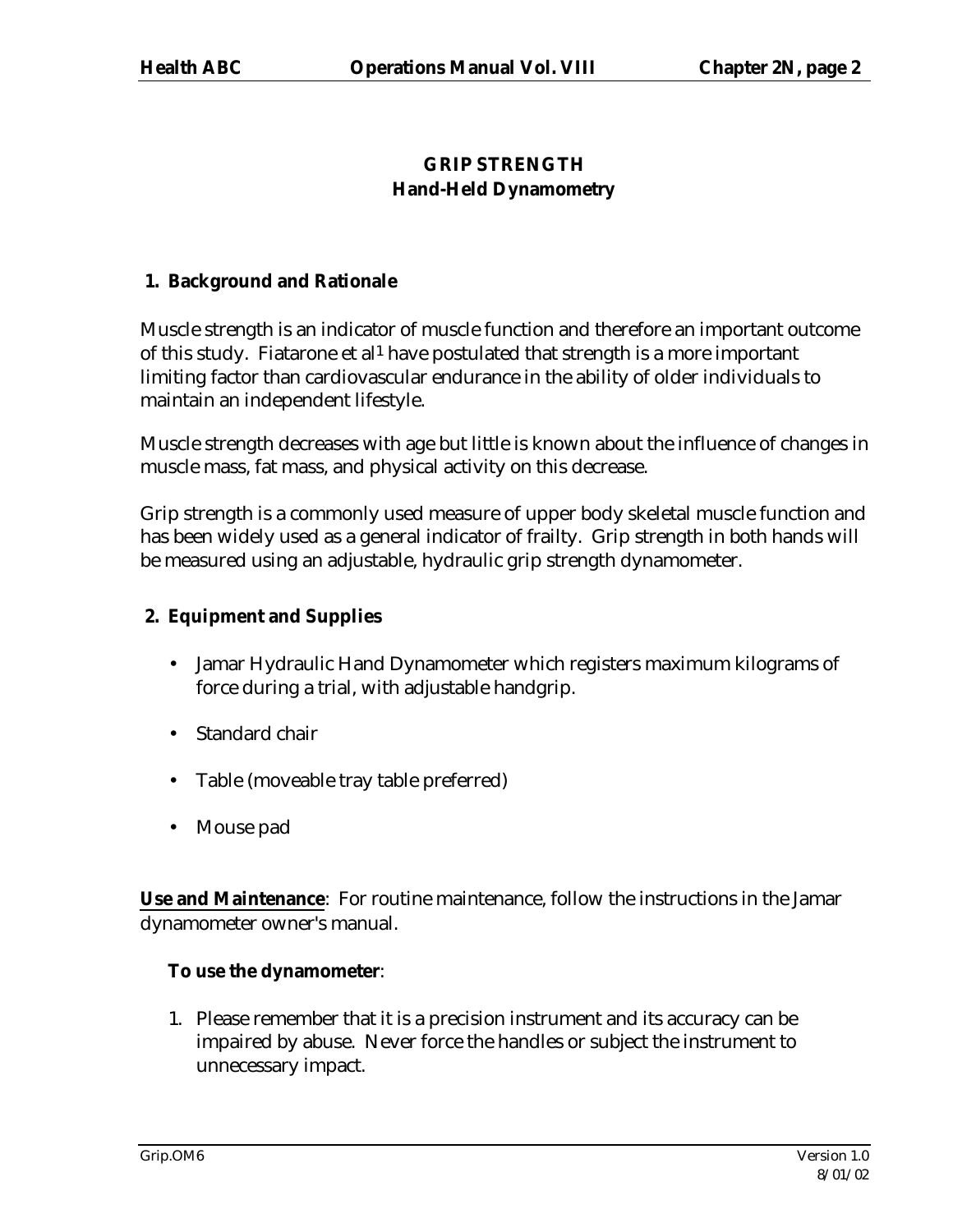# GRIP STRENGTH
## Hand-Held Dynamometry

### 1. Background and Rationale

Muscle strength is an indicator of muscle function and therefore an important outcome of this study. Fiatarone et al[1] have postulated that strength is a more important limiting factor than cardiovascular endurance in the ability of older individuals to maintain an independent lifestyle.

Muscle strength decreases with age but little is known about the influence of changes in muscle mass, fat mass, and physical activity on this decrease.

Grip strength is a commonly used measure of upper body skeletal muscle function and has been widely used as a general indicator of frailty. Grip strength in both hands will be measured using an adjustable, hydraulic grip strength dynamometer.

### 2. Equipment and Supplies

- Jamar Hydraulic Hand Dynamometer which registers maximum kilograms of force during a trial, with adjustable handgrip.
- Standard chair
- Table (moveable tray table preferred)
- Mouse pad

**Use and Maintenance**: For routine maintenance, follow the instructions in the Jamar dynamometer owner's manual.

**To use the dynamometer**:

1. Please remember that it is a precision instrument and its accuracy can be impaired by abuse. Never force the handles or subject the instrument to unnecessary impact.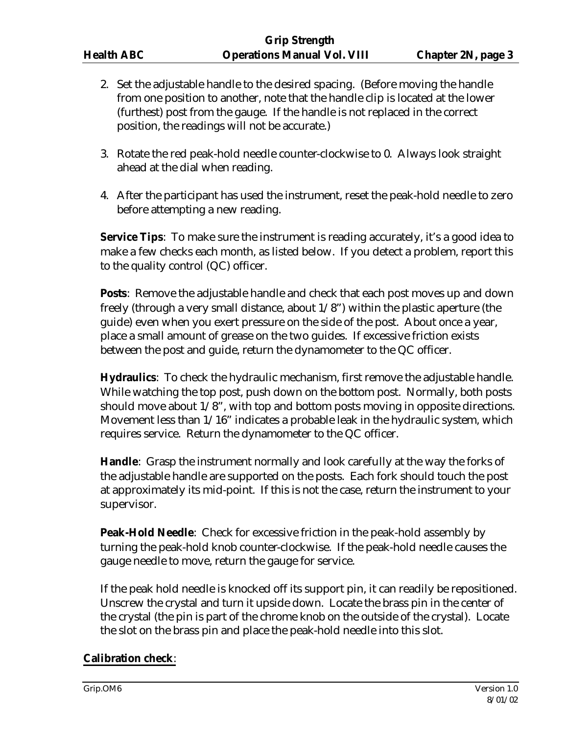2. Set the adjustable handle to the desired spacing. (Before moving the handle from one position to another, note that the handle clip is located at the lower (furthest) post from the gauge. If the handle is not replaced in the correct position, the readings will not be accurate.)

3. Rotate the red peak-hold needle counter-clockwise to 0. Always look straight ahead at the dial when reading.

4. After the participant has used the instrument, reset the peak-hold needle to zero before attempting a new reading.

**Service Tips**: To make sure the instrument is reading accurately, it's a good idea to make a few checks each month, as listed below. If you detect a problem, report this to the quality control (QC) officer.

**Posts**: Remove the adjustable handle and check that each post moves up and down freely (through a very small distance, about 1/8") within the plastic aperture (the guide) even when you exert pressure on the side of the post. About once a year, place a small amount of grease on the two guides. If excessive friction exists between the post and guide, return the dynamometer to the QC officer.

**Hydraulics**: To check the hydraulic mechanism, first remove the adjustable handle. While watching the top post, push down on the bottom post. Normally, both posts should move about 1/8", with top and bottom posts moving in opposite directions. Movement less than 1/16" indicates a probable leak in the hydraulic system, which requires service. Return the dynamometer to the QC officer.

**Handle**: Grasp the instrument normally and look carefully at the way the forks of the adjustable handle are supported on the posts. Each fork should touch the post at approximately its mid-point. If this is not the case, return the instrument to your supervisor.

**Peak-Hold Needle**: Check for excessive friction in the peak-hold assembly by turning the peak-hold knob counter-clockwise. If the peak-hold needle causes the gauge needle to move, return the gauge for service.

If the peak hold needle is knocked off its support pin, it can readily be repositioned. Unscrew the crystal and turn it upside down. Locate the brass pin in the center of the crystal (the pin is part of the chrome knob on the outside of the crystal). Locate the slot on the brass pin and place the peak-hold needle into this slot.

**Calibration check**: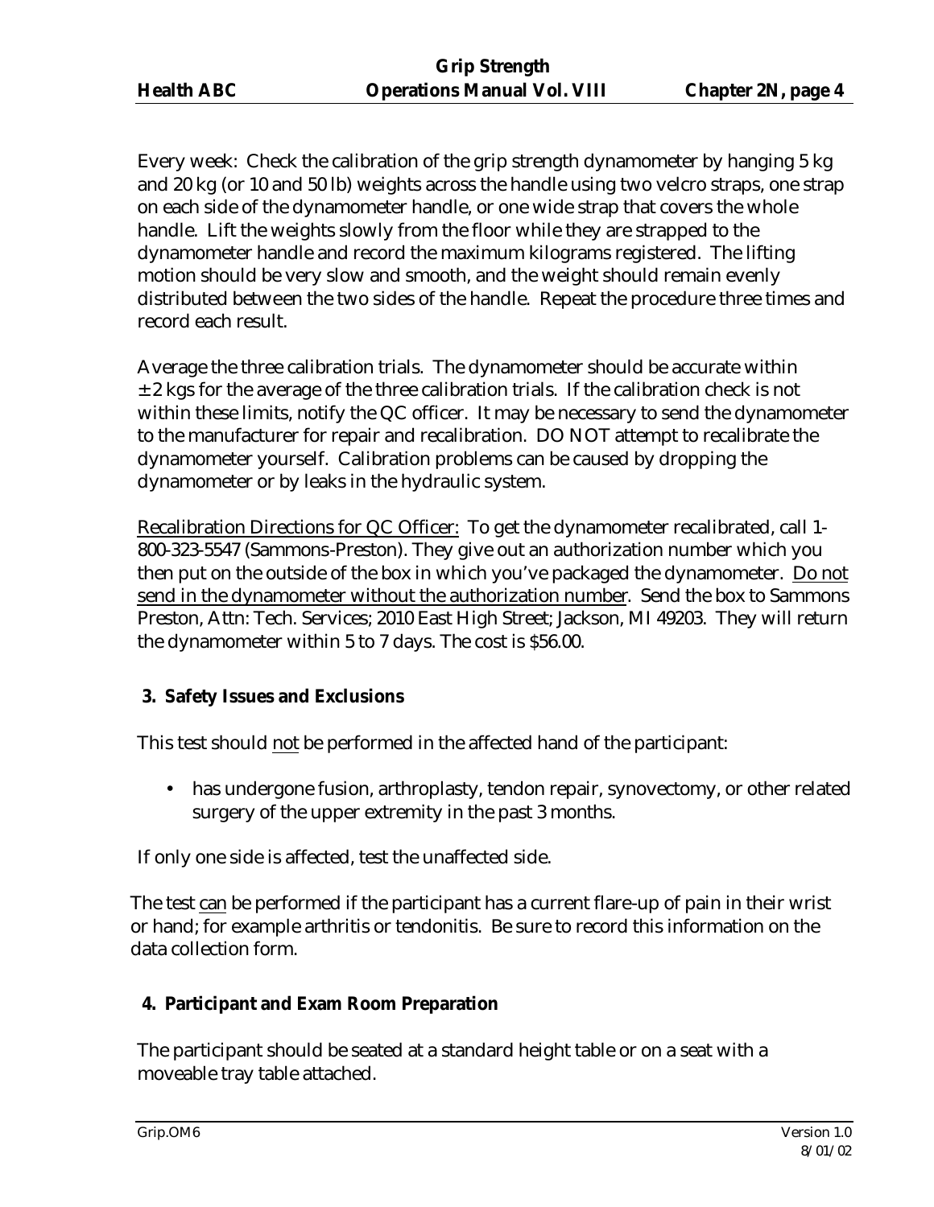Every week: Check the calibration of the grip strength dynamometer by hanging 5 kg and 20 kg (or 10 and 50 lb) weights across the handle using two velcro straps, one strap on each side of the dynamometer handle, or one wide strap that covers the whole handle. Lift the weights slowly from the floor while they are strapped to the dynamometer handle and record the maximum kilograms registered. The lifting motion should be very slow and smooth, and the weight should remain evenly distributed between the two sides of the handle. Repeat the procedure three times and record each result.

Average the three calibration trials. The dynamometer should be accurate within ± 2 kgs for the average of the three calibration trials. If the calibration check is not within these limits, notify the QC officer. It may be necessary to send the dynamometer to the manufacturer for repair and recalibration. DO NOT attempt to recalibrate the dynamometer yourself. Calibration problems can be caused by dropping the dynamometer or by leaks in the hydraulic system.

Recalibration Directions for QC Officer: To get the dynamometer recalibrated, call 1-800-323-5547 (Sammons-Preston). They give out an authorization number which you then put on the outside of the box in which you've packaged the dynamometer. Do not send in the dynamometer without the authorization number. Send the box to Sammons Preston, Attn: Tech. Services; 2010 East High Street; Jackson, MI 49203. They will return the dynamometer within 5 to 7 days. The cost is $56.00.

## 3. Safety Issues and Exclusions

This test should not be performed in the affected hand of the participant:

- has undergone fusion, arthroplasty, tendon repair, synovectomy, or other related surgery of the upper extremity in the past 3 months.

If only one side is affected, test the unaffected side.

The test can be performed if the participant has a current flare-up of pain in their wrist or hand; for example arthritis or tendonitis. Be sure to record this information on the data collection form.

## 4. Participant and Exam Room Preparation

The participant should be seated at a standard height table or on a seat with a moveable tray table attached.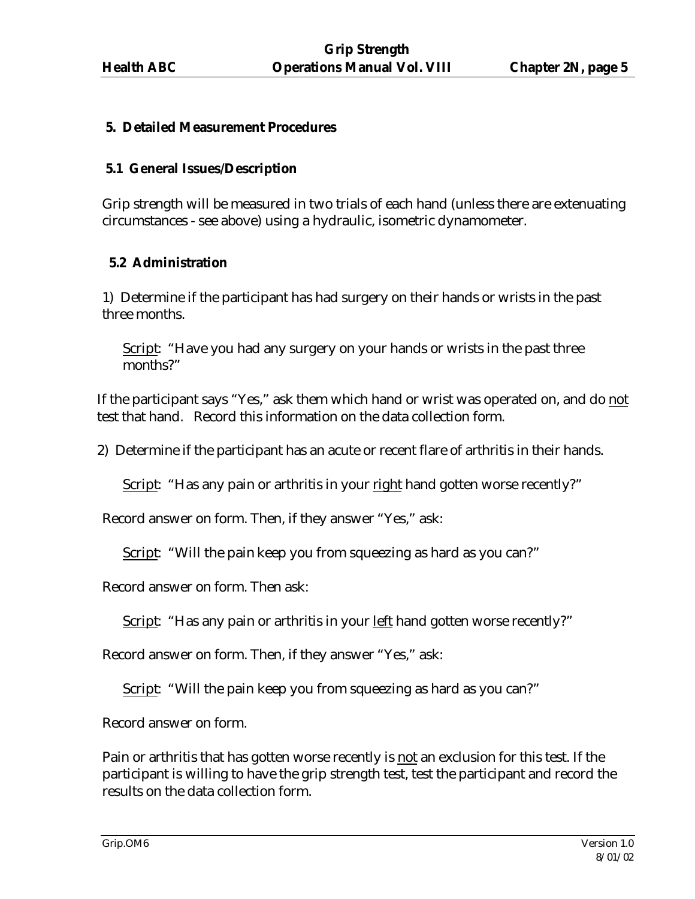## 5. Detailed Measurement Procedures

### 5.1 General Issues/Description

Grip strength will be measured in two trials of each hand (unless there are extenuating circumstances - see above) using a hydraulic, isometric dynamometer.

### 5.2 Administration

1) Determine if the participant has had surgery on their hands or wrists in the past three months.

<u>Script</u>: "Have you had any surgery on your hands or wrists in the past three months?"

If the participant says "Yes," ask them which hand or wrist was operated on, and do <u>not</u> test that hand. Record this information on the data collection form.

2) Determine if the participant has an acute or recent flare of arthritis in their hands.

<u>Script</u>: "Has any pain or arthritis in your <u>right</u> hand gotten worse recently?"

Record answer on form. Then, if they answer "Yes," ask:

<u>Script</u>: "Will the pain keep you from squeezing as hard as you can?"

Record answer on form. Then ask:

<u>Script</u>: "Has any pain or arthritis in your <u>left</u> hand gotten worse recently?"

Record answer on form. Then, if they answer "Yes," ask:

<u>Script</u>: "Will the pain keep you from squeezing as hard as you can?"

Record answer on form.

Pain or arthritis that has gotten worse recently is <u>not</u> an exclusion for this test. If the participant is willing to have the grip strength test, test the participant and record the results on the data collection form.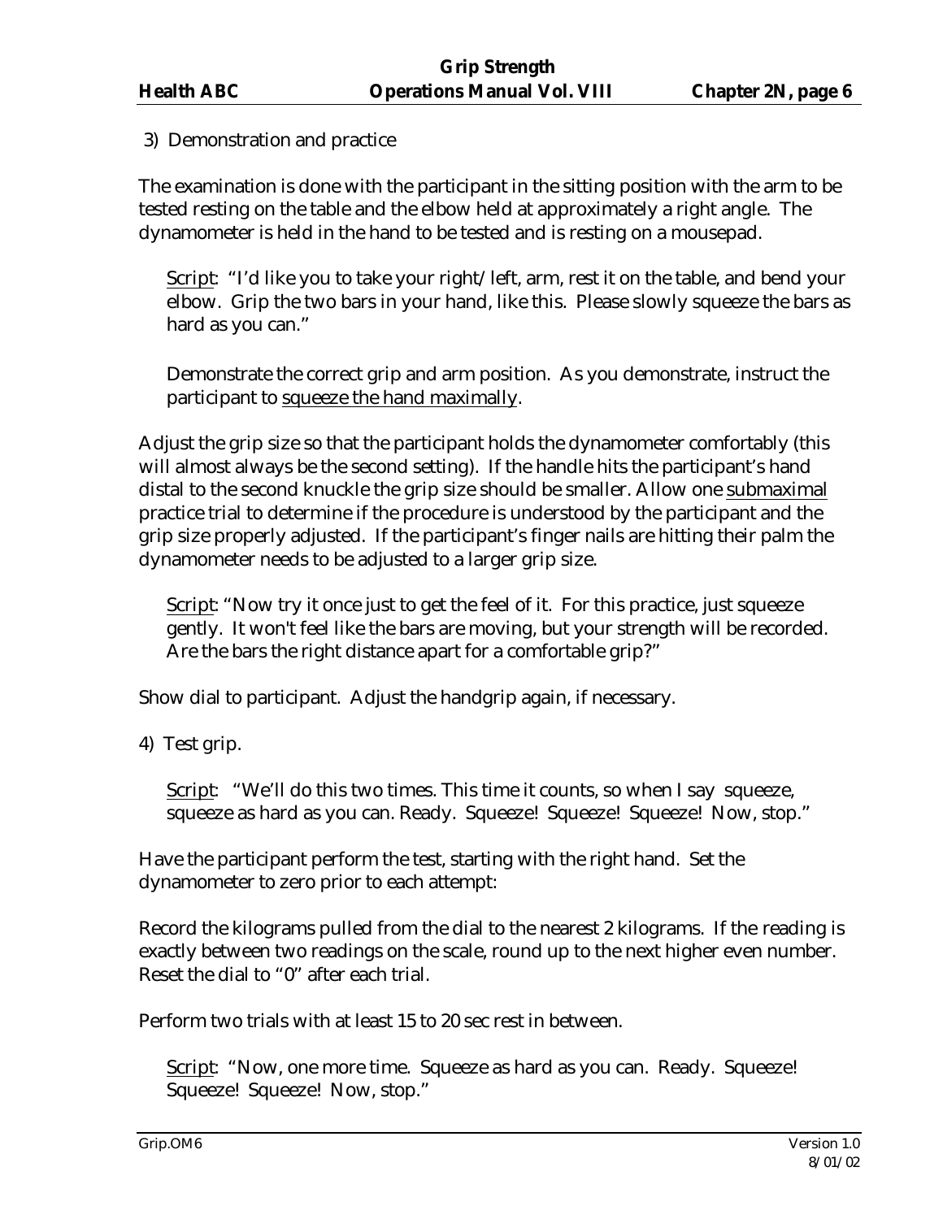3) Demonstration and practice

The examination is done with the participant in the sitting position with the arm to be tested resting on the table and the elbow held at approximately a right angle. The dynamometer is held in the hand to be tested and is resting on a mousepad.

> Script: "I'd like you to take your right/left, arm, rest it on the table, and bend your elbow. Grip the two bars in your hand, like this. Please slowly squeeze the bars as hard as you can."
>
> Demonstrate the correct grip and arm position. As you demonstrate, instruct the participant to squeeze the hand maximally.

Adjust the grip size so that the participant holds the dynamometer comfortably (this will almost always be the second setting). If the handle hits the participant's hand distal to the second knuckle the grip size should be smaller. Allow one submaximal practice trial to determine if the procedure is understood by the participant and the grip size properly adjusted. If the participant's finger nails are hitting their palm the dynamometer needs to be adjusted to a larger grip size.

> Script: "Now try it once just to get the feel of it. For this practice, just squeeze gently. It won't feel like the bars are moving, but your strength will be recorded. Are the bars the right distance apart for a comfortable grip?"

Show dial to participant. Adjust the handgrip again, if necessary.

4) Test grip.

> Script: "We'll do this two times. This time it counts, so when I say squeeze, squeeze as hard as you can. Ready. Squeeze! Squeeze! Squeeze! Now, stop."

Have the participant perform the test, starting with the right hand. Set the dynamometer to zero prior to each attempt:

Record the kilograms pulled from the dial to the nearest 2 kilograms. If the reading is exactly between two readings on the scale, round up to the next higher even number. Reset the dial to "0" after each trial.

Perform two trials with at least 15 to 20 sec rest in between.

> Script: "Now, one more time. Squeeze as hard as you can. Ready. Squeeze! Squeeze! Squeeze! Now, stop."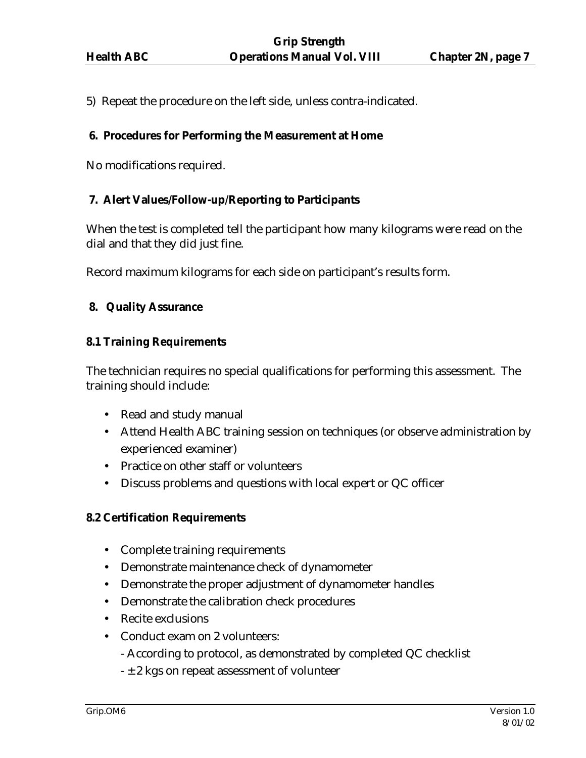5) Repeat the procedure on the left side, unless contra-indicated.

## 6. Procedures for Performing the Measurement at Home

No modifications required.

## 7. Alert Values/Follow-up/Reporting to Participants

When the test is completed tell the participant how many kilograms were read on the dial and that they did just fine.

Record maximum kilograms for each side on participant's results form.

## 8. Quality Assurance

### 8.1 Training Requirements

The technician requires no special qualifications for performing this assessment. The training should include:

- Read and study manual
- Attend Health ABC training session on techniques (or observe administration by experienced examiner)
- Practice on other staff or volunteers
- Discuss problems and questions with local expert or QC officer

### 8.2 Certification Requirements

- Complete training requirements
- Demonstrate maintenance check of dynamometer
- Demonstrate the proper adjustment of dynamometer handles
- Demonstrate the calibration check procedures
- Recite exclusions
- Conduct exam on 2 volunteers:
  - According to protocol, as demonstrated by completed QC checklist
  - ± 2 kgs on repeat assessment of volunteer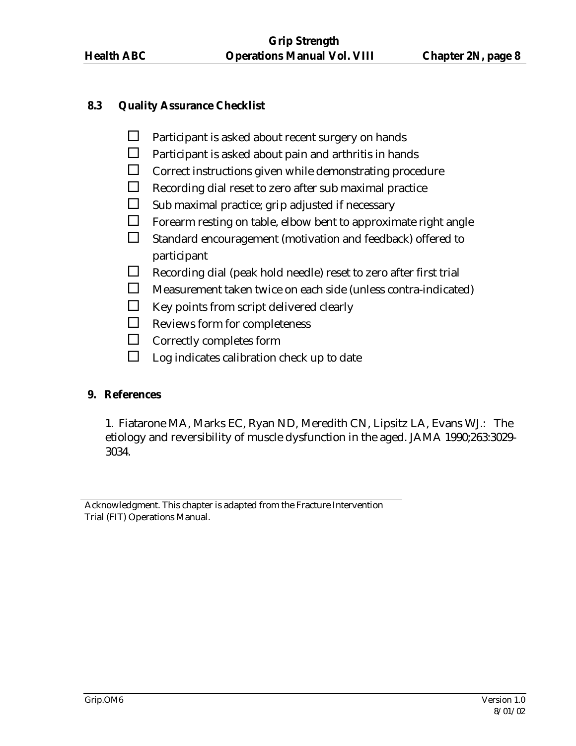## 8.3 Quality Assurance Checklist

- ☐ Participant is asked about recent surgery on hands
- ☐ Participant is asked about pain and arthritis in hands
- ☐ Correct instructions given while demonstrating procedure
- ☐ Recording dial reset to zero after sub maximal practice
- ☐ Sub maximal practice; grip adjusted if necessary
- ☐ Forearm resting on table, elbow bent to approximate right angle
- ☐ Standard encouragement (motivation and feedback) offered to participant
- ☐ Recording dial (peak hold needle) reset to zero after first trial
- ☐ Measurement taken twice on each side (unless contra-indicated)
- ☐ Key points from script delivered clearly
- ☐ Reviews form for completeness
- ☐ Correctly completes form
- ☐ Log indicates calibration check up to date

## 9. References

1. Fiatarone MA, Marks EC, Ryan ND, Meredith CN, Lipsitz LA, Evans WJ.: The etiology and reversibility of muscle dysfunction in the aged. JAMA 1990;263:3029-3034.

---

Acknowledgment. This chapter is adapted from the Fracture Intervention Trial (FIT) Operations Manual.